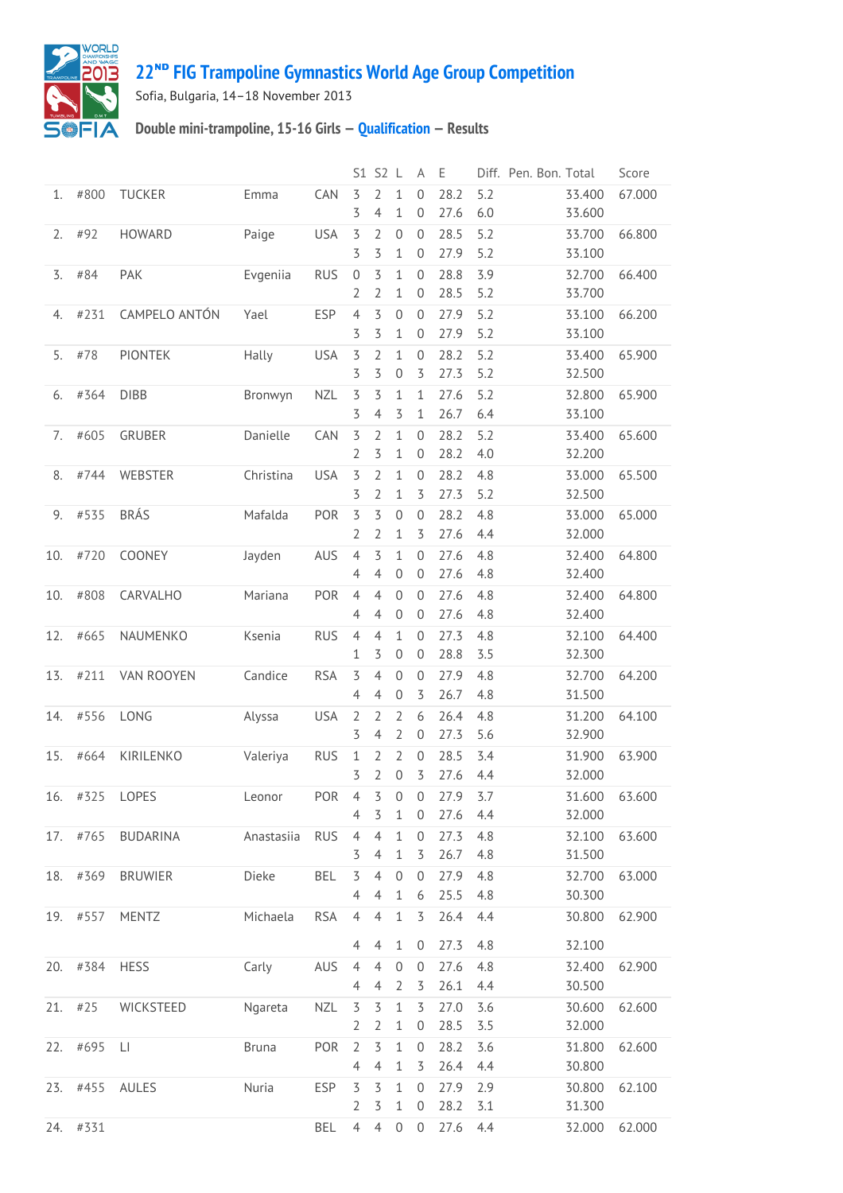# 22[ND] FIG Trampoline Gymnastics World Age Group Competition

Sofia, Bulgaria, 14–18 November 2013

## Double mini-trampoline, 15-16 Girls — Qualification — Results

| | | | | | S1 | S2 | L | A | E | Diff. | Pen. | Bon. | Total | Score |
|---|---|---|---|---|---|---|---|---|---|---|---|---|---|---|
| 1. | #800 | TUCKER | Emma | CAN | 3 | 2 | 1 | 0 | 28.2 | 5.2 | | | 33.400 | 67.000 |
| | | | | | 3 | 4 | 1 | 0 | 27.6 | 6.0 | | | 33.600 | |
| 2. | #92 | HOWARD | Paige | USA | 3 | 2 | 0 | 0 | 28.5 | 5.2 | | | 33.700 | 66.800 |
| | | | | | 3 | 3 | 1 | 0 | 27.9 | 5.2 | | | 33.100 | |
| 3. | #84 | PAK | Evgeniia | RUS | 0 | 3 | 1 | 0 | 28.8 | 3.9 | | | 32.700 | 66.400 |
| | | | | | 2 | 2 | 1 | 0 | 28.5 | 5.2 | | | 33.700 | |
| 4. | #231 | CAMPELO ANTÓN | Yael | ESP | 4 | 3 | 0 | 0 | 27.9 | 5.2 | | | 33.100 | 66.200 |
| | | | | | 3 | 3 | 1 | 0 | 27.9 | 5.2 | | | 33.100 | |
| 5. | #78 | PIONTEK | Hally | USA | 3 | 2 | 1 | 0 | 28.2 | 5.2 | | | 33.400 | 65.900 |
| | | | | | 3 | 3 | 0 | 3 | 27.3 | 5.2 | | | 32.500 | |
| 6. | #364 | DIBB | Bronwyn | NZL | 3 | 3 | 1 | 1 | 27.6 | 5.2 | | | 32.800 | 65.900 |
| | | | | | 3 | 4 | 3 | 1 | 26.7 | 6.4 | | | 33.100 | |
| 7. | #605 | GRUBER | Danielle | CAN | 3 | 2 | 1 | 0 | 28.2 | 5.2 | | | 33.400 | 65.600 |
| | | | | | 2 | 3 | 1 | 0 | 28.2 | 4.0 | | | 32.200 | |
| 8. | #744 | WEBSTER | Christina | USA | 3 | 2 | 1 | 0 | 28.2 | 4.8 | | | 33.000 | 65.500 |
| | | | | | 3 | 2 | 1 | 3 | 27.3 | 5.2 | | | 32.500 | |
| 9. | #535 | BRÁS | Mafalda | POR | 3 | 3 | 0 | 0 | 28.2 | 4.8 | | | 33.000 | 65.000 |
| | | | | | 2 | 2 | 1 | 3 | 27.6 | 4.4 | | | 32.000 | |
| 10. | #720 | COONEY | Jayden | AUS | 4 | 3 | 1 | 0 | 27.6 | 4.8 | | | 32.400 | 64.800 |
| | | | | | 4 | 4 | 0 | 0 | 27.6 | 4.8 | | | 32.400 | |
| 10. | #808 | CARVALHO | Mariana | POR | 4 | 4 | 0 | 0 | 27.6 | 4.8 | | | 32.400 | 64.800 |
| | | | | | 4 | 4 | 0 | 0 | 27.6 | 4.8 | | | 32.400 | |
| 12. | #665 | NAUMENKO | Ksenia | RUS | 4 | 4 | 1 | 0 | 27.3 | 4.8 | | | 32.100 | 64.400 |
| | | | | | 1 | 3 | 0 | 0 | 28.8 | 3.5 | | | 32.300 | |
| 13. | #211 | VAN ROOYEN | Candice | RSA | 3 | 4 | 0 | 0 | 27.9 | 4.8 | | | 32.700 | 64.200 |
| | | | | | 4 | 4 | 0 | 3 | 26.7 | 4.8 | | | 31.500 | |
| 14. | #556 | LONG | Alyssa | USA | 2 | 2 | 2 | 6 | 26.4 | 4.8 | | | 31.200 | 64.100 |
| | | | | | 3 | 4 | 2 | 0 | 27.3 | 5.6 | | | 32.900 | |
| 15. | #664 | KIRILENKO | Valeriya | RUS | 1 | 2 | 2 | 0 | 28.5 | 3.4 | | | 31.900 | 63.900 |
| | | | | | 3 | 2 | 0 | 3 | 27.6 | 4.4 | | | 32.000 | |
| 16. | #325 | LOPES | Leonor | POR | 4 | 3 | 0 | 0 | 27.9 | 3.7 | | | 31.600 | 63.600 |
| | | | | | 4 | 3 | 1 | 0 | 27.6 | 4.4 | | | 32.000 | |
| 17. | #765 | BUDARINA | Anastasiia | RUS | 4 | 4 | 1 | 0 | 27.3 | 4.8 | | | 32.100 | 63.600 |
| | | | | | 3 | 4 | 1 | 3 | 26.7 | 4.8 | | | 31.500 | |
| 18. | #369 | BRUWIER | Dieke | BEL | 3 | 4 | 0 | 0 | 27.9 | 4.8 | | | 32.700 | 63.000 |
| | | | | | 4 | 4 | 1 | 6 | 25.5 | 4.8 | | | 30.300 | |
| 19. | #557 | MENTZ | Michaela | RSA | 4 | 4 | 1 | 3 | 26.4 | 4.4 | | | 30.800 | 62.900 |
| | | | | | 4 | 4 | 1 | 0 | 27.3 | 4.8 | | | 32.100 | |
| 20. | #384 | HESS | Carly | AUS | 4 | 4 | 0 | 0 | 27.6 | 4.8 | | | 32.400 | 62.900 |
| | | | | | 4 | 4 | 2 | 3 | 26.1 | 4.4 | | | 30.500 | |
| 21. | #25 | WICKSTEED | Ngareta | NZL | 3 | 3 | 1 | 3 | 27.0 | 3.6 | | | 30.600 | 62.600 |
| | | | | | 2 | 2 | 1 | 0 | 28.5 | 3.5 | | | 32.000 | |
| 22. | #695 | LI | Bruna | POR | 2 | 3 | 1 | 0 | 28.2 | 3.6 | | | 31.800 | 62.600 |
| | | | | | 4 | 4 | 1 | 3 | 26.4 | 4.4 | | | 30.800 | |
| 23. | #455 | AULES | Nuria | ESP | 3 | 3 | 1 | 0 | 27.9 | 2.9 | | | 30.800 | 62.100 |
| | | | | | 2 | 3 | 1 | 0 | 28.2 | 3.1 | | | 31.300 | |
| 24. | #331 | | | BEL | 4 | 4 | 0 | 0 | 27.6 | 4.4 | | | 32.000 | 62.000 |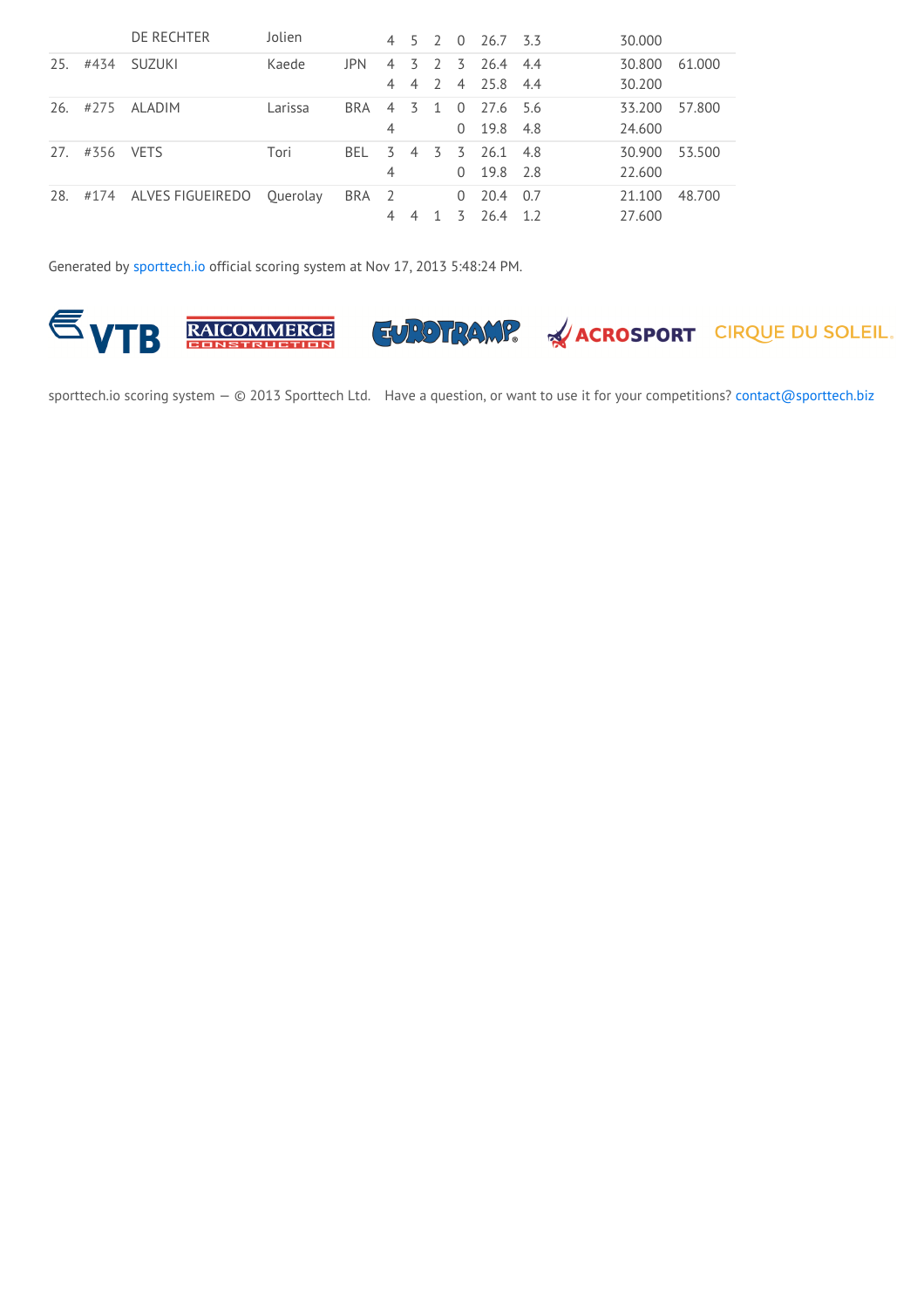| | | | | | | | | | | | | |
|---|---|---|---|---|---|---|---|---|---|---|---|---|
| | | DE RECHTER | Jolien | | 4 | 5 | 2 | 0 | 26.7 | 3.3 | 30.000 | |
| 25. | #434 | SUZUKI | Kaede | JPN | 4 | 3 | 2 | 3 | 26.4 | 4.4 | 30.800 | 61.000 |
| | | | | | 4 | 4 | 2 | 4 | 25.8 | 4.4 | 30.200 | |
| 26. | #275 | ALADIM | Larissa | BRA | 4 | 3 | 1 | 0 | 27.6 | 5.6 | 33.200 | 57.800 |
| | | | | | 4 | | | 0 | 19.8 | 4.8 | 24.600 | |
| 27. | #356 | VETS | Tori | BEL | 3 | 4 | 3 | 3 | 26.1 | 4.8 | 30.900 | 53.500 |
| | | | | | 4 | | | 0 | 19.8 | 2.8 | 22.600 | |
| 28. | #174 | ALVES FIGUEIREDO | Querolay | BRA | 2 | | | 0 | 20.4 | 0.7 | 21.100 | 48.700 |
| | | | | | 4 | 4 | 1 | 3 | 26.4 | 1.2 | 27.600 | |

Generated by sporttech.io official scoring system at Nov 17, 2013 5:48:24 PM.

VTB RAICOMMERCE CONSTRUCTION EUROTRAMP ACROSPORT CIRQUE DU SOLEIL

sporttech.io scoring system — © 2013 Sporttech Ltd. Have a question, or want to use it for your competitions? contact@sporttech.biz